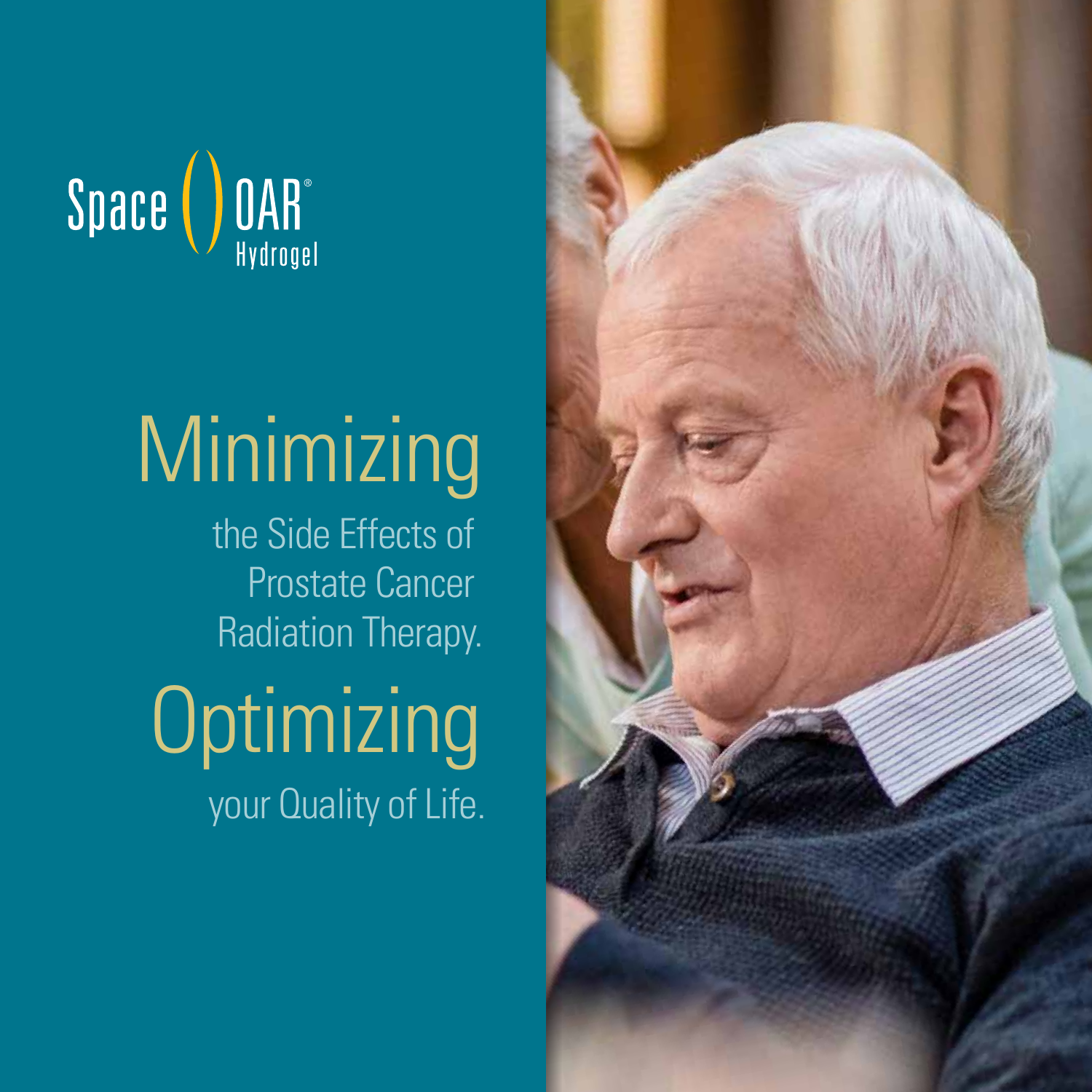SpaceOAR® Hydrogel

# Minimizing

the Side Effects of Prostate Cancer Radiation Therapy.

# Optimizing

your Quality of Life.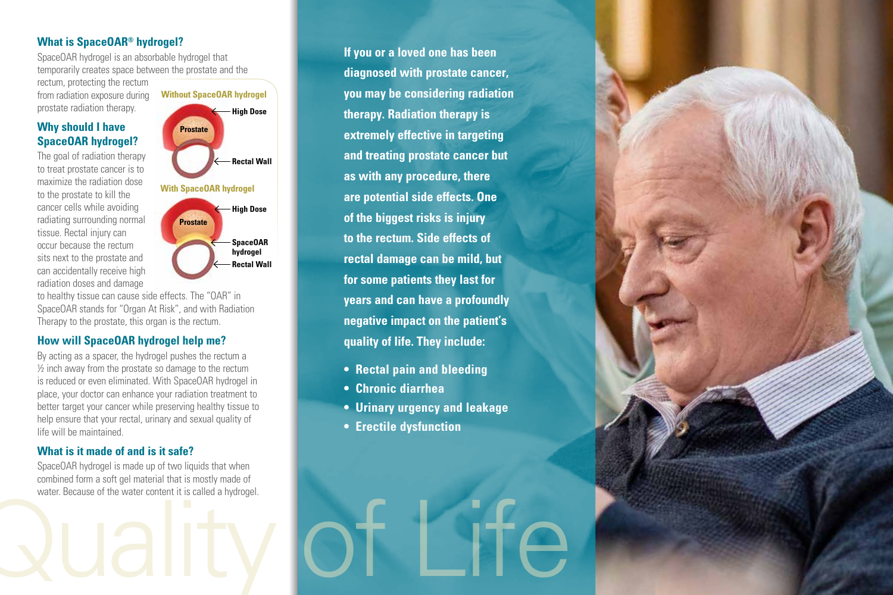## What is SpaceOAR® hydrogel?

SpaceOAR hydrogel is an absorbable hydrogel that temporarily creates space between the prostate and the rectum, protecting the rectum from radiation exposure during prostate radiation therapy.

**Without SpaceOAR hydrogel**

Prostate — High Dose — Rectal Wall

**With SpaceOAR hydrogel**

Prostate — High Dose — SpaceOAR hydrogel — Rectal Wall

## Why should I have SpaceOAR hydrogel?

The goal of radiation therapy to treat prostate cancer is to maximize the radiation dose to the prostate to kill the cancer cells while avoiding radiating surrounding normal tissue. Rectal injury can occur because the rectum sits next to the prostate and can accidentally receive high radiation doses and damage to healthy tissue can cause side effects. The "OAR" in SpaceOAR stands for "Organ At Risk", and with Radiation Therapy to the prostate, this organ is the rectum.

## How will SpaceOAR hydrogel help me?

By acting as a spacer, the hydrogel pushes the rectum a ½ inch away from the prostate so damage to the rectum is reduced or even eliminated. With SpaceOAR hydrogel in place, your doctor can enhance your radiation treatment to better target your cancer while preserving healthy tissue to help ensure that your rectal, urinary and sexual quality of life will be maintained.

## What is it made of and is it safe?

SpaceOAR hydrogel is made up of two liquids that when combined form a soft gel material that is mostly made of water. Because of the water content it is called a hydrogel.

**If you or a loved one has been diagnosed with prostate cancer, you may be considering radiation therapy. Radiation therapy is extremely effective in targeting and treating prostate cancer but as with any procedure, there are potential side effects. One of the biggest risks is injury to the rectum. Side effects of rectal damage can be mild, but for some patients they last for years and can have a profoundly negative impact on the patient's quality of life. They include:**

- **Rectal pain and bleeding**
- **Chronic diarrhea**
- **Urinary urgency and leakage**
- **Erectile dysfunction**

Quality of Life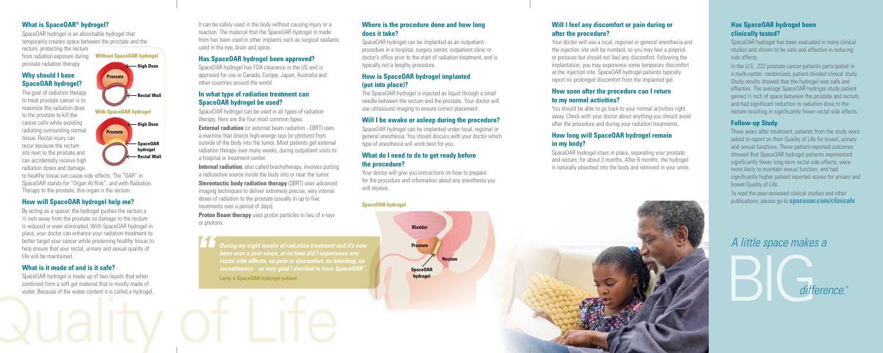## What is SpaceOAR® hydrogel?

SpaceOAR hydrogel is an absorbable hydrogel that temporarily creates space between the prostate and the rectum, protecting the rectum from radiation exposure during prostate radiation therapy.

Without SpaceOAR hydrogel

Prostate — High Dose — Rectal Wall

With SpaceOAR hydrogel

Prostate — High Dose — SpaceOAR hydrogel — Rectal Wall

## Why should I have SpaceOAR hydrogel?

The goal of radiation therapy to treat prostate cancer is to maximize the radiation dose to the prostate to kill the cancer cells while avoiding radiating surrounding normal tissue. Rectal injury can occur because the rectum sits next to the prostate and can accidentally receive high radiation doses and damage to healthy tissue can cause side effects. The "OAR" in SpaceOAR stands for "Organ At Risk", and with Radiation Therapy to the prostate, this organ is the rectum.

## How will SpaceOAR hydrogel help me?

By acting as a spacer, the hydrogel pushes the rectum a ½ inch away from the prostate so damage to the rectum is reduced or even eliminated. With SpaceOAR hydrogel in place, your doctor can enhance your radiation treatment to better target your cancer while preserving healthy tissue to help ensure that your rectal, urinary and sexual quality of life will be maintained.

## What is it made of and is it safe?

SpaceOAR hydrogel is made up of two liquids that when combined form a soft gel material that is mostly made of water. Because of the water content it is called a hydrogel. It can be safely used in the body without causing injury or a reaction. The material that the SpaceOAR hydrogel is made from has been used in other implants such as surgical sealants used in the eye, brain and spine.

## Has SpaceOAR hydrogel been approved?

SpaceOAR hydrogel has FDA clearance in the US and is approved for use in Canada, Europe, Japan, Australia and other countries around the world.

## In what type of radiation treatment can SpaceOAR hydrogel be used?

SpaceOAR hydrogel can be used in all types of radiation therapy. Here are the four most common types.

**External radiation** (or external beam radiation - EBRT) uses a machine that directs high-energy rays (or photons) from outside of the body into the tumor. Most patients get external radiation therapy over many weeks, during outpatient visits to a hospital or treatment center.

**Internal radiation**, also called brachytherapy, involves putting a radioactive source inside the body into or near the tumor.

**Stereotactic body radiation therapy** (SBRT) uses advanced imaging techniques to deliver extremely precise, very intense doses of radiation to the prostate (usually in up to five treatments over a period of days).

**Proton Beam therapy** uses proton particles in lieu of x-rays or photons.

> ***During my eight weeks of radiation treatment and it's now been over a year since, at no time did I experience any rectal side effects, no pain or discomfort, no bleeding, no incontinence - so very glad I decided to have SpaceOAR".***
>
> **Larry, a SpaceOAR hydrogel patient**

## Where is the procedure done and how long does it take?

SpaceOAR hydrogel can be implanted as an outpatient procedure in a hospital, surgery center, outpatient clinic or doctor's office prior to the start of radiation treatment, and is typically not a lengthy procedure.

## How is SpaceOAR hydrogel implanted (put into place)?

The SpaceOAR hydrogel is injected as liquid through a small needle between the rectum and the prostate. Your doctor will use ultrasound imaging to ensure correct placement.

## Will I be awake or asleep during the procedure?

SpaceOAR hydrogel can be implanted under local, regional or general anesthesia. You should discuss with your doctor which type of anesthesia will work best for you.

## What do I need to do to get ready before the procedure?

Your doctor will give you instructions on how to prepare for the procedure and information about any anesthesia you will receive.

**SpaceOAR hydrogel**

Bladder — Prostate — Rectum — SpaceOAR hydrogel

## Will I feel any discomfort or pain during or after the procedure?

Your doctor will use a local, regional or general anesthesia and the injection site will be numbed, so you may feel a pinprick or pressure but should not feel any discomfort. Following the implantation, you may experience some temporary discomfort at the injection site. SpaceOAR hydrogel patients typically report no prolonged discomfort from the implanted gel.

## How soon after the procedure can I return to my normal activities?

You should be able to go back to your normal activities right away. Check with your doctor about anything you should avoid after the procedure and during your radiation treatments.

## How long will SpaceOAR hydrogel remain in my body?

SpaceOAR hydrogel stays in place, separating your prostate and rectum, for about 3 months. After 6 months, the hydrogel is naturally absorbed into the body and removed in your urine.

## Has SpaceOAR hydrogel been clinically tested?

SpaceOAR hydrogel has been evaluated in many clinical studies and shown to be safe and effective in reducing side effects.

In the U.S., 222 prostate cancer patients participated in a multi-center, randomized, patient-blinded clinical study. Study results showed that the hydrogel was safe and effective. The average SpaceOAR hydrogel study patient gained ½ inch of space between the prostate and rectum, and had significant reduction in radiation dose to the rectum resulting in significantly fewer rectal side effects.

## Follow-up Study

Three years after treatment, patients from the study were asked to report on their Quality of Life for bowel, urinary and sexual functions. These patient-reported outcomes showed that SpaceOAR hydrogel patients experienced significantly fewer long-term rectal side effects, were more likely to maintain sexual function, and had significantly higher patient reported scores for urinary and bowel Quality of Life.

To read the peer-reviewed clinical studies and other publications, please go to **spaceoar.com/clinicals**

*A little space makes a* BIG *difference.*®

Quality of Life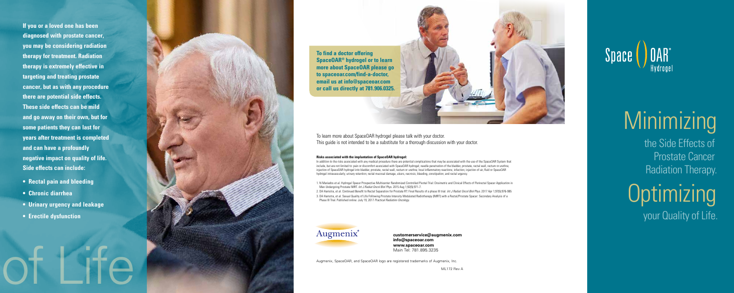**If you or a loved one has been diagnosed with prostate cancer, you may be considering radiation therapy for treatment. Radiation therapy is extremely effective in targeting and treating prostate cancer, but as with any procedure there are potential side effects. These side effects can be mild and go away on their own, but for some patients they can last for years after treatment is completed and can have a profoundly negative impact on quality of life. Side effects can include:**

- **Rectal pain and bleeding**
- **Chronic diarrhea**
- **Urinary urgency and leakage**
- **Erectile dysfunction**

of Life

**To find a doctor offering SpaceOAR® hydrogel or to learn more about SpaceOAR please go to spaceoar.com/find-a-doctor, email us at info@spaceoar.com or call us directly at 781.906.0325.**

To learn more about SpaceOAR hydrogel please talk with your doctor.
This guide is not intended to be a substitute for a thorough discussion with your doctor.

**Risks associated with the implantation of SpaceOAR hydrogel:**

In addition to the risks associated with any medical procedure there are potential complications that may be associated with the use of the SpaceOAR System that include, but are not limited to: pain or discomfort associated with SpaceOAR hydrogel; needle penetration of the bladder, prostate, rectal wall, rectum or urethra; injection of SpaceOAR hydrogel into bladder, prostate, rectal wall, rectum or urethra; local inflammatory reactions; infection; injection of air, fluid or SpaceOAR hydrogel intravascularly; urinary retention; rectal mucosal damage, ulcers, necrosis; bleeding, constipation; and rectal urgency.

1. N Mariados et al. Hydrogel Spacer Prospective Multicenter Randomized Controlled Pivotal Trial: Dosimetric and Clinical Effects of Perirectal Spacer Application in Men Undergoing Prostate IMRT. *Int J Radiat Oncol Biol Phys*. 2015 Aug 1;92(5):971-7.
2. DA Hamstra, et al. Continued Benefit to Rectal Separation for Prostate RT: Final Results of a phase III trial. *Int J Radiat Oncol Biol Phys*. 2017 Apr 1;97(5):976-985
3. DA Hamstra, et al. Sexual Quality of Life Following Prostate Intensity Modulated Radiotherapy (IMRT) with a Rectal/Prostate Spacer: Secondary Analysis of a Phase III Trial. Published online: July 19, 2017 *Practical Radiation Oncology*.

Augmenix®

**customerservice@augmenix.com**
**info@spaceoar.com**
**www.spaceoar.com**
Main Tel: 781.895.3235

Augmenix, SpaceOAR, and SpaceOAR logo are registered trademarks of Augmenix, Inc.

ML172 Rev A

Space ( ) OAR® Hydrogel

# Minimizing

the Side Effects of Prostate Cancer Radiation Therapy.

# Optimizing

your Quality of Life.